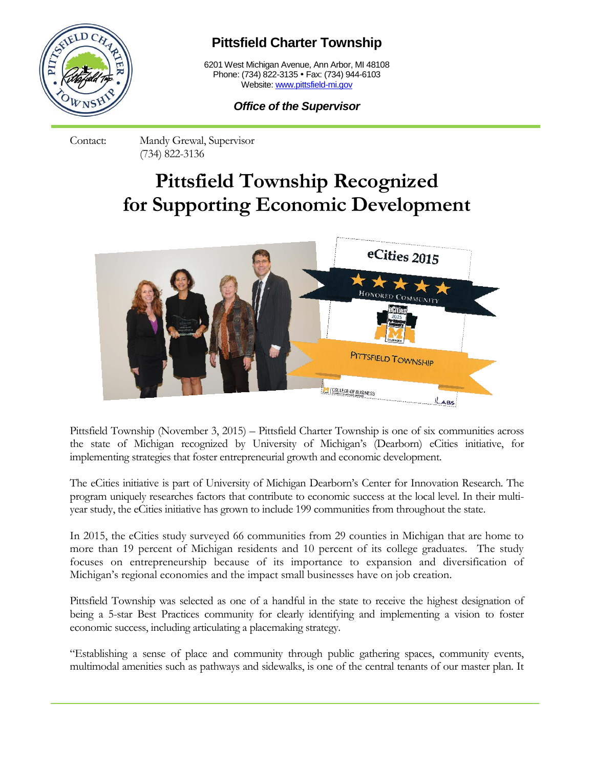**Pittsfield Charter Township**

6201 West Michigan Avenue, Ann Arbor, MI 48108
Phone: (734) 822-3135 • Fax: (734) 944-6103
Website: www.pittsfield-mi.gov

***Office of the Supervisor***

Contact: Mandy Grewal, Supervisor
(734) 822-3136

# Pittsfield Township Recognized for Supporting Economic Development

Pittsfield Township (November 3, 2015) – Pittsfield Charter Township is one of six communities across the state of Michigan recognized by University of Michigan's (Dearborn) eCities initiative, for implementing strategies that foster entrepreneurial growth and economic development.

The eCities initiative is part of University of Michigan Dearborn's Center for Innovation Research. The program uniquely researches factors that contribute to economic success at the local level. In their multi-year study, the eCities initiative has grown to include 199 communities from throughout the state.

In 2015, the eCities study surveyed 66 communities from 29 counties in Michigan that are home to more than 19 percent of Michigan residents and 10 percent of its college graduates. The study focuses on entrepreneurship because of its importance to expansion and diversification of Michigan's regional economies and the impact small businesses have on job creation.

Pittsfield Township was selected as one of a handful in the state to receive the highest designation of being a 5-star Best Practices community for clearly identifying and implementing a vision to foster economic success, including articulating a placemaking strategy.

"Establishing a sense of place and community through public gathering spaces, community events, multimodal amenities such as pathways and sidewalks, is one of the central tenants of our master plan. It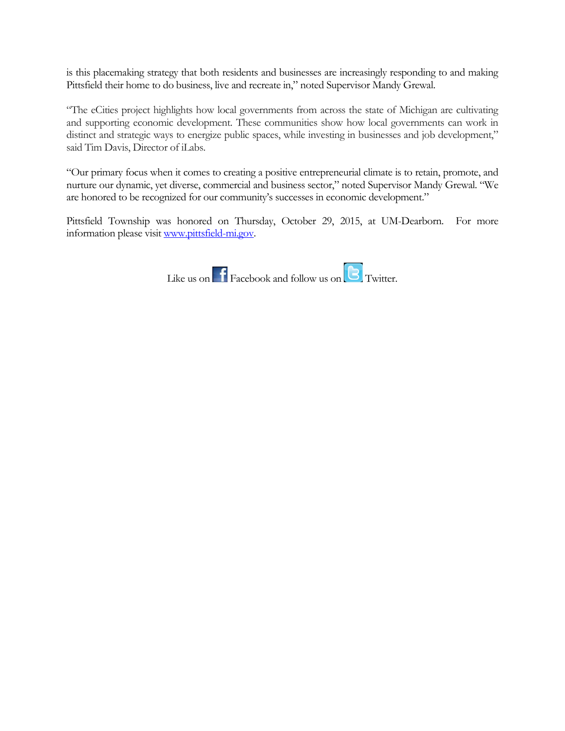is this placemaking strategy that both residents and businesses are increasingly responding to and making Pittsfield their home to do business, live and recreate in," noted Supervisor Mandy Grewal.

"The eCities project highlights how local governments from across the state of Michigan are cultivating and supporting economic development. These communities show how local governments can work in distinct and strategic ways to energize public spaces, while investing in businesses and job development," said Tim Davis, Director of iLabs.

"Our primary focus when it comes to creating a positive entrepreneurial climate is to retain, promote, and nurture our dynamic, yet diverse, commercial and business sector," noted Supervisor Mandy Grewal. "We are honored to be recognized for our community's successes in economic development."

Pittsfield Township was honored on Thursday, October 29, 2015, at UM-Dearborn. For more information please visit [www.pittsfield-mi.gov](http://www.pittsfield-mi.gov).

Like us on Facebook and follow us on Twitter.